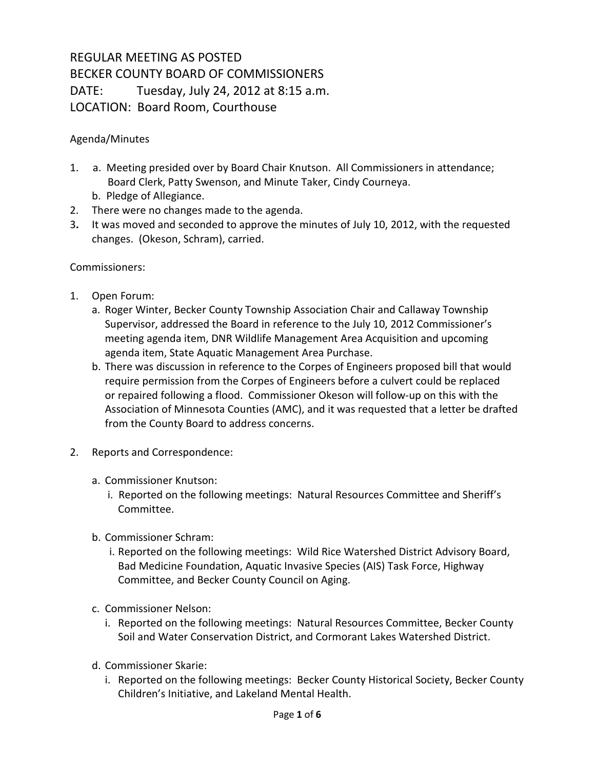# REGULAR MEETING AS POSTED
# BECKER COUNTY BOARD OF COMMISSIONERS
DATE: Tuesday, July 24, 2012 at 8:15 a.m.
LOCATION: Board Room, Courthouse

Agenda/Minutes

1. a. Meeting presided over by Board Chair Knutson. All Commissioners in attendance; Board Clerk, Patty Swenson, and Minute Taker, Cindy Courneya.
   b. Pledge of Allegiance.
2. There were no changes made to the agenda.
3. It was moved and seconded to approve the minutes of July 10, 2012, with the requested changes. (Okeson, Schram), carried.

Commissioners:

1. Open Forum:
   a. Roger Winter, Becker County Township Association Chair and Callaway Township Supervisor, addressed the Board in reference to the July 10, 2012 Commissioner's meeting agenda item, DNR Wildlife Management Area Acquisition and upcoming agenda item, State Aquatic Management Area Purchase.
   b. There was discussion in reference to the Corpes of Engineers proposed bill that would require permission from the Corpes of Engineers before a culvert could be replaced or repaired following a flood. Commissioner Okeson will follow-up on this with the Association of Minnesota Counties (AMC), and it was requested that a letter be drafted from the County Board to address concerns.

2. Reports and Correspondence:

   a. Commissioner Knutson:
      i. Reported on the following meetings: Natural Resources Committee and Sheriff's Committee.

   b. Commissioner Schram:
      i. Reported on the following meetings: Wild Rice Watershed District Advisory Board, Bad Medicine Foundation, Aquatic Invasive Species (AIS) Task Force, Highway Committee, and Becker County Council on Aging.

   c. Commissioner Nelson:
      i. Reported on the following meetings: Natural Resources Committee, Becker County Soil and Water Conservation District, and Cormorant Lakes Watershed District.

   d. Commissioner Skarie:
      i. Reported on the following meetings: Becker County Historical Society, Becker County Children's Initiative, and Lakeland Mental Health.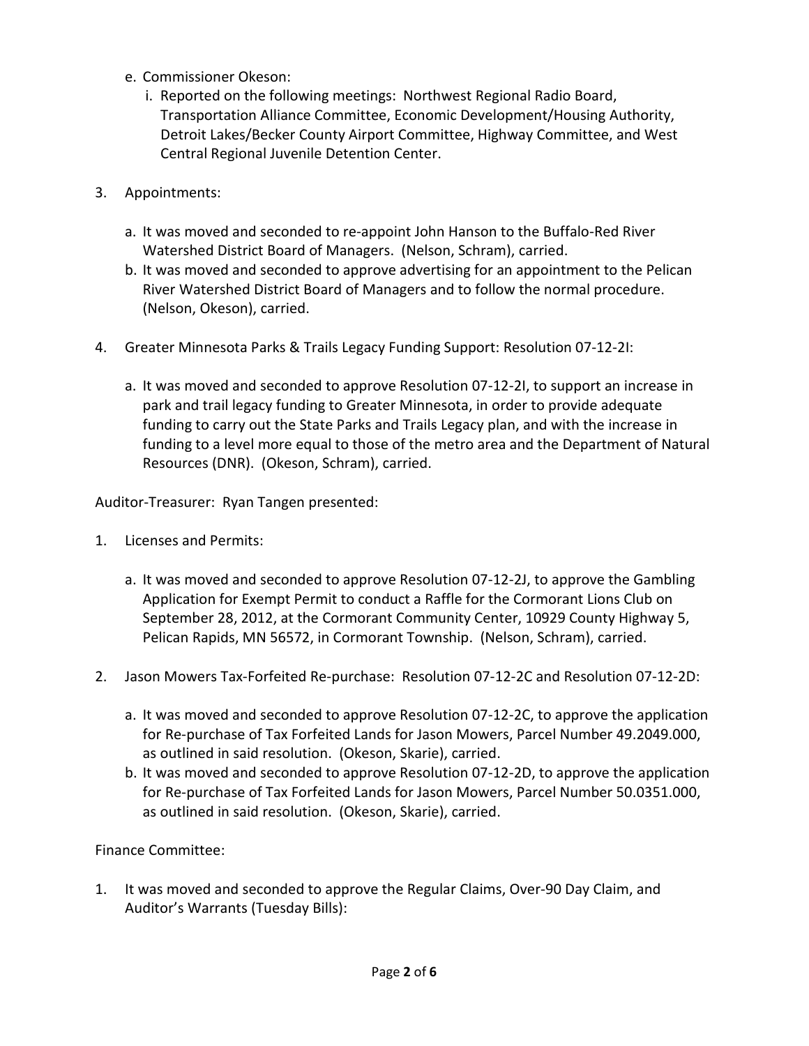e. Commissioner Okeson:
   i. Reported on the following meetings: Northwest Regional Radio Board, Transportation Alliance Committee, Economic Development/Housing Authority, Detroit Lakes/Becker County Airport Committee, Highway Committee, and West Central Regional Juvenile Detention Center.

3. Appointments:

   a. It was moved and seconded to re-appoint John Hanson to the Buffalo-Red River Watershed District Board of Managers. (Nelson, Schram), carried.
   b. It was moved and seconded to approve advertising for an appointment to the Pelican River Watershed District Board of Managers and to follow the normal procedure. (Nelson, Okeson), carried.

4. Greater Minnesota Parks & Trails Legacy Funding Support: Resolution 07-12-2I:

   a. It was moved and seconded to approve Resolution 07-12-2I, to support an increase in park and trail legacy funding to Greater Minnesota, in order to provide adequate funding to carry out the State Parks and Trails Legacy plan, and with the increase in funding to a level more equal to those of the metro area and the Department of Natural Resources (DNR). (Okeson, Schram), carried.

Auditor-Treasurer: Ryan Tangen presented:

1. Licenses and Permits:

   a. It was moved and seconded to approve Resolution 07-12-2J, to approve the Gambling Application for Exempt Permit to conduct a Raffle for the Cormorant Lions Club on September 28, 2012, at the Cormorant Community Center, 10929 County Highway 5, Pelican Rapids, MN 56572, in Cormorant Township. (Nelson, Schram), carried.

2. Jason Mowers Tax-Forfeited Re-purchase: Resolution 07-12-2C and Resolution 07-12-2D:

   a. It was moved and seconded to approve Resolution 07-12-2C, to approve the application for Re-purchase of Tax Forfeited Lands for Jason Mowers, Parcel Number 49.2049.000, as outlined in said resolution. (Okeson, Skarie), carried.
   b. It was moved and seconded to approve Resolution 07-12-2D, to approve the application for Re-purchase of Tax Forfeited Lands for Jason Mowers, Parcel Number 50.0351.000, as outlined in said resolution. (Okeson, Skarie), carried.

Finance Committee:

1. It was moved and seconded to approve the Regular Claims, Over-90 Day Claim, and Auditor's Warrants (Tuesday Bills):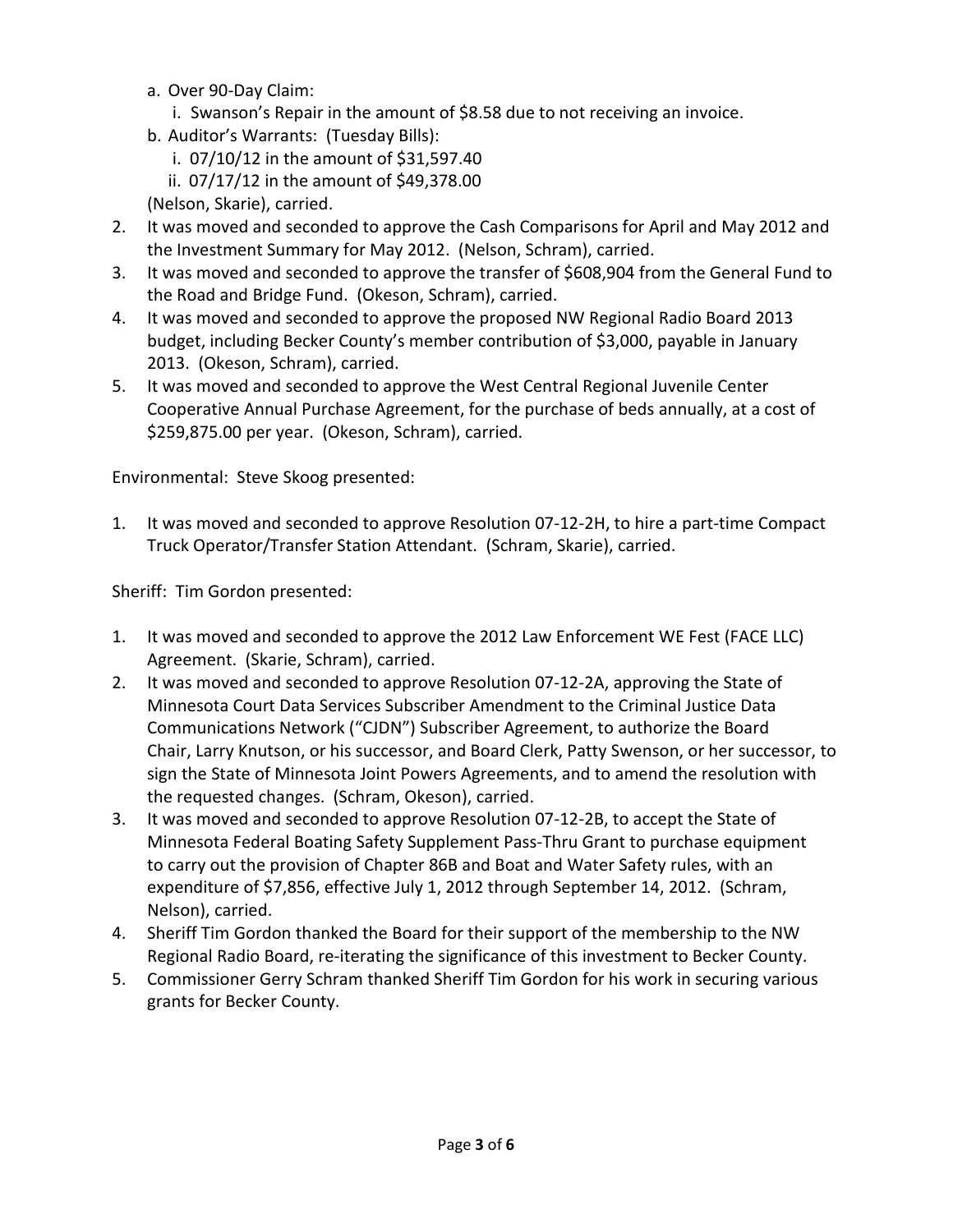a. Over 90-Day Claim:
   i. Swanson's Repair in the amount of $8.58 due to not receiving an invoice.
b. Auditor's Warrants: (Tuesday Bills):
   i. 07/10/12 in the amount of $31,597.40
   ii. 07/17/12 in the amount of $49,378.00

(Nelson, Skarie), carried.

2. It was moved and seconded to approve the Cash Comparisons for April and May 2012 and the Investment Summary for May 2012. (Nelson, Schram), carried.
3. It was moved and seconded to approve the transfer of $608,904 from the General Fund to the Road and Bridge Fund. (Okeson, Schram), carried.
4. It was moved and seconded to approve the proposed NW Regional Radio Board 2013 budget, including Becker County's member contribution of $3,000, payable in January 2013. (Okeson, Schram), carried.
5. It was moved and seconded to approve the West Central Regional Juvenile Center Cooperative Annual Purchase Agreement, for the purchase of beds annually, at a cost of $259,875.00 per year. (Okeson, Schram), carried.

Environmental: Steve Skoog presented:

1. It was moved and seconded to approve Resolution 07-12-2H, to hire a part-time Compact Truck Operator/Transfer Station Attendant. (Schram, Skarie), carried.

Sheriff: Tim Gordon presented:

1. It was moved and seconded to approve the 2012 Law Enforcement WE Fest (FACE LLC) Agreement. (Skarie, Schram), carried.
2. It was moved and seconded to approve Resolution 07-12-2A, approving the State of Minnesota Court Data Services Subscriber Amendment to the Criminal Justice Data Communications Network ("CJDN") Subscriber Agreement, to authorize the Board Chair, Larry Knutson, or his successor, and Board Clerk, Patty Swenson, or her successor, to sign the State of Minnesota Joint Powers Agreements, and to amend the resolution with the requested changes. (Schram, Okeson), carried.
3. It was moved and seconded to approve Resolution 07-12-2B, to accept the State of Minnesota Federal Boating Safety Supplement Pass-Thru Grant to purchase equipment to carry out the provision of Chapter 86B and Boat and Water Safety rules, with an expenditure of $7,856, effective July 1, 2012 through September 14, 2012. (Schram, Nelson), carried.
4. Sheriff Tim Gordon thanked the Board for their support of the membership to the NW Regional Radio Board, re-iterating the significance of this investment to Becker County.
5. Commissioner Gerry Schram thanked Sheriff Tim Gordon for his work in securing various grants for Becker County.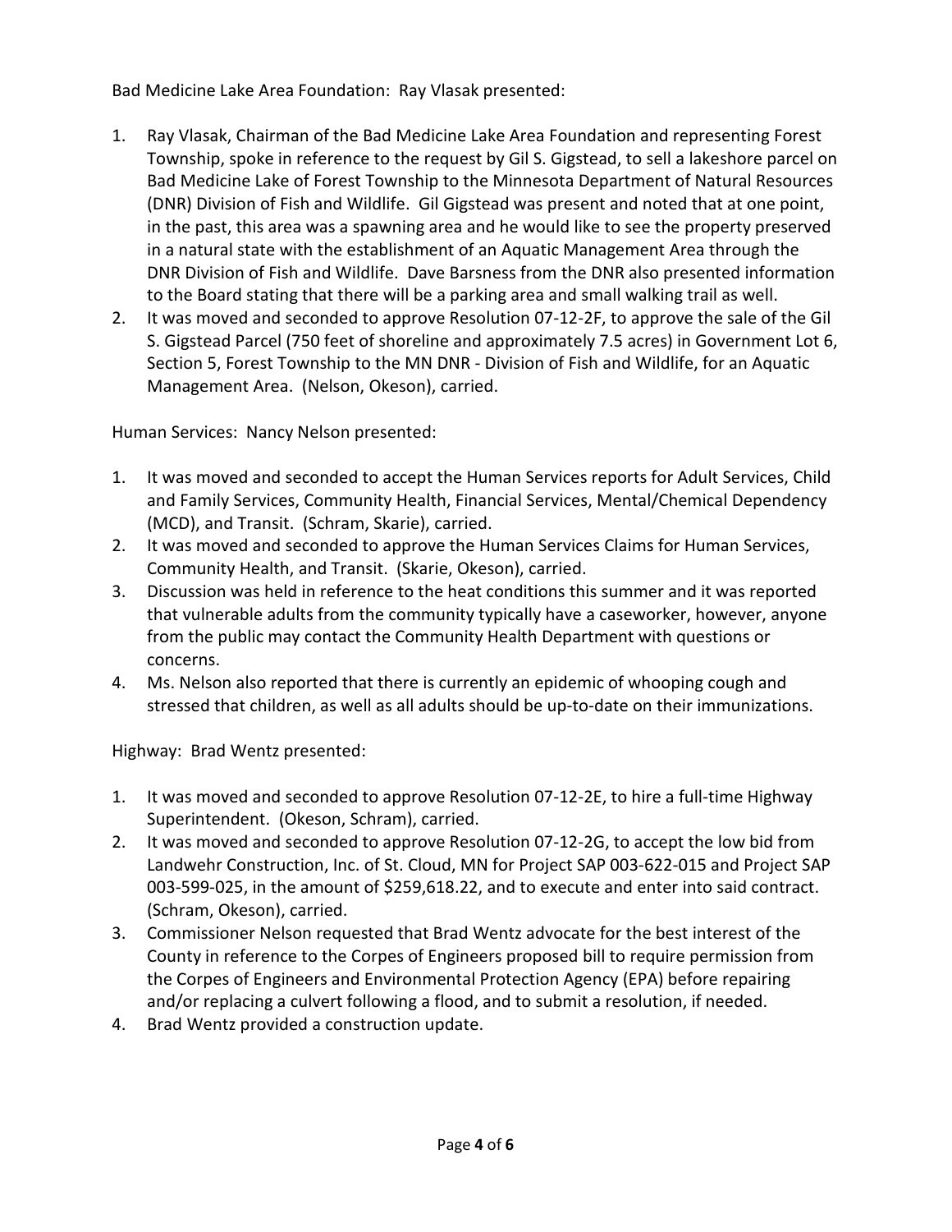Bad Medicine Lake Area Foundation: Ray Vlasak presented:

1. Ray Vlasak, Chairman of the Bad Medicine Lake Area Foundation and representing Forest Township, spoke in reference to the request by Gil S. Gigstead, to sell a lakeshore parcel on Bad Medicine Lake of Forest Township to the Minnesota Department of Natural Resources (DNR) Division of Fish and Wildlife. Gil Gigstead was present and noted that at one point, in the past, this area was a spawning area and he would like to see the property preserved in a natural state with the establishment of an Aquatic Management Area through the DNR Division of Fish and Wildlife. Dave Barsness from the DNR also presented information to the Board stating that there will be a parking area and small walking trail as well.
2. It was moved and seconded to approve Resolution 07-12-2F, to approve the sale of the Gil S. Gigstead Parcel (750 feet of shoreline and approximately 7.5 acres) in Government Lot 6, Section 5, Forest Township to the MN DNR - Division of Fish and Wildlife, for an Aquatic Management Area. (Nelson, Okeson), carried.

Human Services: Nancy Nelson presented:

1. It was moved and seconded to accept the Human Services reports for Adult Services, Child and Family Services, Community Health, Financial Services, Mental/Chemical Dependency (MCD), and Transit. (Schram, Skarie), carried.
2. It was moved and seconded to approve the Human Services Claims for Human Services, Community Health, and Transit. (Skarie, Okeson), carried.
3. Discussion was held in reference to the heat conditions this summer and it was reported that vulnerable adults from the community typically have a caseworker, however, anyone from the public may contact the Community Health Department with questions or concerns.
4. Ms. Nelson also reported that there is currently an epidemic of whooping cough and stressed that children, as well as all adults should be up-to-date on their immunizations.

Highway: Brad Wentz presented:

1. It was moved and seconded to approve Resolution 07-12-2E, to hire a full-time Highway Superintendent. (Okeson, Schram), carried.
2. It was moved and seconded to approve Resolution 07-12-2G, to accept the low bid from Landwehr Construction, Inc. of St. Cloud, MN for Project SAP 003-622-015 and Project SAP 003-599-025, in the amount of $259,618.22, and to execute and enter into said contract. (Schram, Okeson), carried.
3. Commissioner Nelson requested that Brad Wentz advocate for the best interest of the County in reference to the Corpes of Engineers proposed bill to require permission from the Corpes of Engineers and Environmental Protection Agency (EPA) before repairing and/or replacing a culvert following a flood, and to submit a resolution, if needed.
4. Brad Wentz provided a construction update.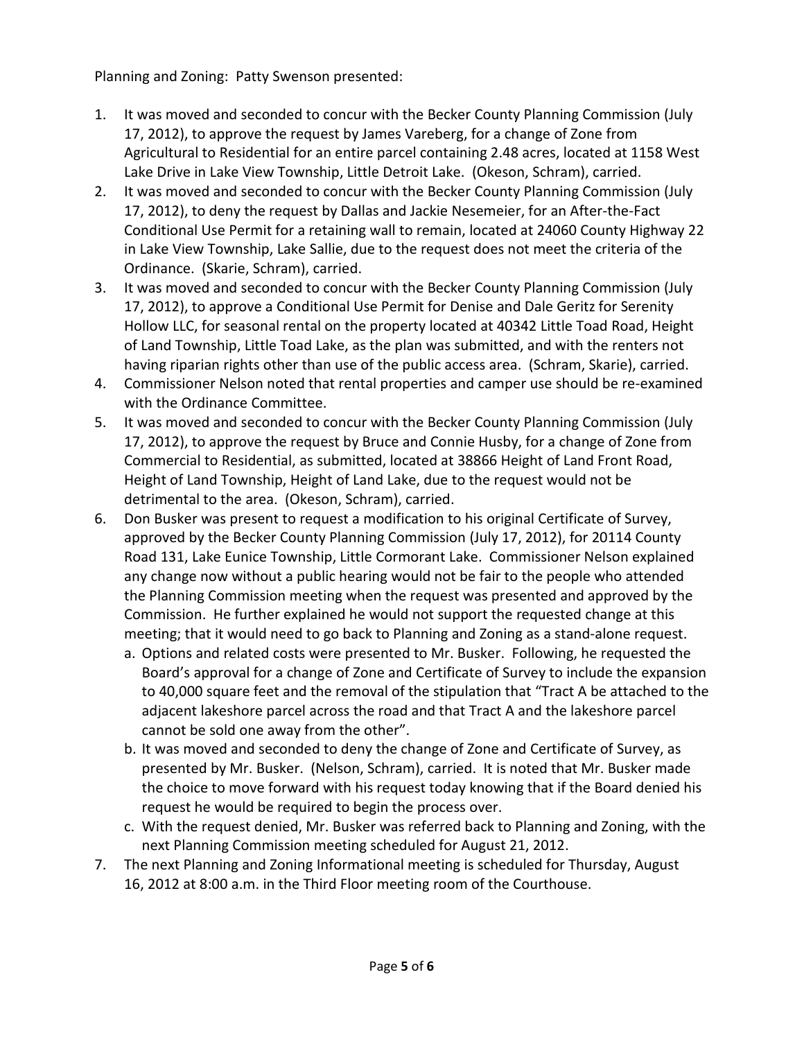Planning and Zoning: Patty Swenson presented:

1. It was moved and seconded to concur with the Becker County Planning Commission (July 17, 2012), to approve the request by James Vareberg, for a change of Zone from Agricultural to Residential for an entire parcel containing 2.48 acres, located at 1158 West Lake Drive in Lake View Township, Little Detroit Lake. (Okeson, Schram), carried.
2. It was moved and seconded to concur with the Becker County Planning Commission (July 17, 2012), to deny the request by Dallas and Jackie Nesemeier, for an After-the-Fact Conditional Use Permit for a retaining wall to remain, located at 24060 County Highway 22 in Lake View Township, Lake Sallie, due to the request does not meet the criteria of the Ordinance. (Skarie, Schram), carried.
3. It was moved and seconded to concur with the Becker County Planning Commission (July 17, 2012), to approve a Conditional Use Permit for Denise and Dale Geritz for Serenity Hollow LLC, for seasonal rental on the property located at 40342 Little Toad Road, Height of Land Township, Little Toad Lake, as the plan was submitted, and with the renters not having riparian rights other than use of the public access area. (Schram, Skarie), carried.
4. Commissioner Nelson noted that rental properties and camper use should be re-examined with the Ordinance Committee.
5. It was moved and seconded to concur with the Becker County Planning Commission (July 17, 2012), to approve the request by Bruce and Connie Husby, for a change of Zone from Commercial to Residential, as submitted, located at 38866 Height of Land Front Road, Height of Land Township, Height of Land Lake, due to the request would not be detrimental to the area. (Okeson, Schram), carried.
6. Don Busker was present to request a modification to his original Certificate of Survey, approved by the Becker County Planning Commission (July 17, 2012), for 20114 County Road 131, Lake Eunice Township, Little Cormorant Lake. Commissioner Nelson explained any change now without a public hearing would not be fair to the people who attended the Planning Commission meeting when the request was presented and approved by the Commission. He further explained he would not support the requested change at this meeting; that it would need to go back to Planning and Zoning as a stand-alone request.
   a. Options and related costs were presented to Mr. Busker. Following, he requested the Board's approval for a change of Zone and Certificate of Survey to include the expansion to 40,000 square feet and the removal of the stipulation that "Tract A be attached to the adjacent lakeshore parcel across the road and that Tract A and the lakeshore parcel cannot be sold one away from the other".
   b. It was moved and seconded to deny the change of Zone and Certificate of Survey, as presented by Mr. Busker. (Nelson, Schram), carried. It is noted that Mr. Busker made the choice to move forward with his request today knowing that if the Board denied his request he would be required to begin the process over.
   c. With the request denied, Mr. Busker was referred back to Planning and Zoning, with the next Planning Commission meeting scheduled for August 21, 2012.
7. The next Planning and Zoning Informational meeting is scheduled for Thursday, August 16, 2012 at 8:00 a.m. in the Third Floor meeting room of the Courthouse.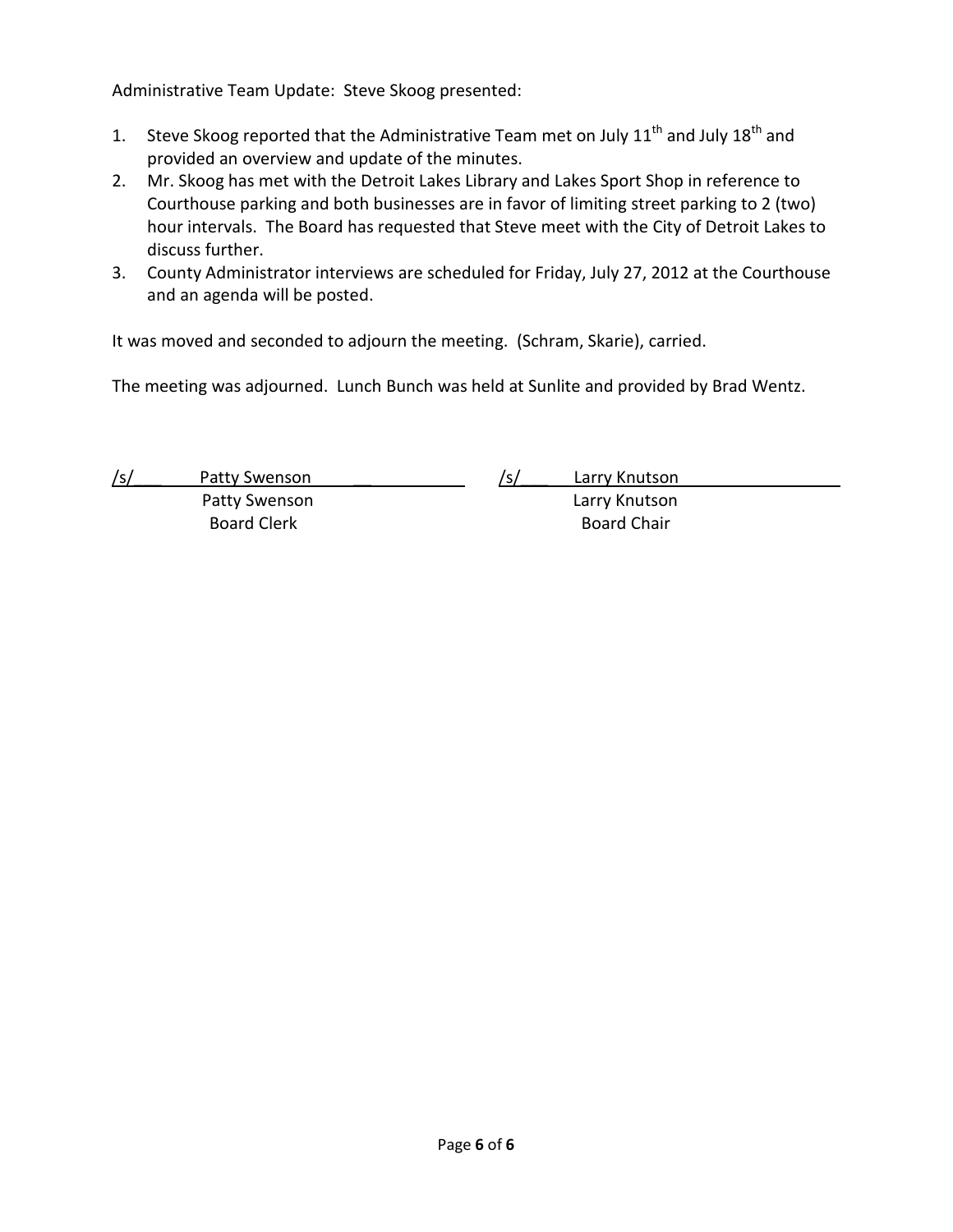Administrative Team Update: Steve Skoog presented:

1. Steve Skoog reported that the Administrative Team met on July 11th and July 18th and provided an overview and update of the minutes.
2. Mr. Skoog has met with the Detroit Lakes Library and Lakes Sport Shop in reference to Courthouse parking and both businesses are in favor of limiting street parking to 2 (two) hour intervals. The Board has requested that Steve meet with the City of Detroit Lakes to discuss further.
3. County Administrator interviews are scheduled for Friday, July 27, 2012 at the Courthouse and an agenda will be posted.

It was moved and seconded to adjourn the meeting. (Schram, Skarie), carried.

The meeting was adjourned. Lunch Bunch was held at Sunlite and provided by Brad Wentz.

/s/___ Patty Swenson
Patty Swenson
Board Clerk

/s/___ Larry Knutson
Larry Knutson
Board Chair